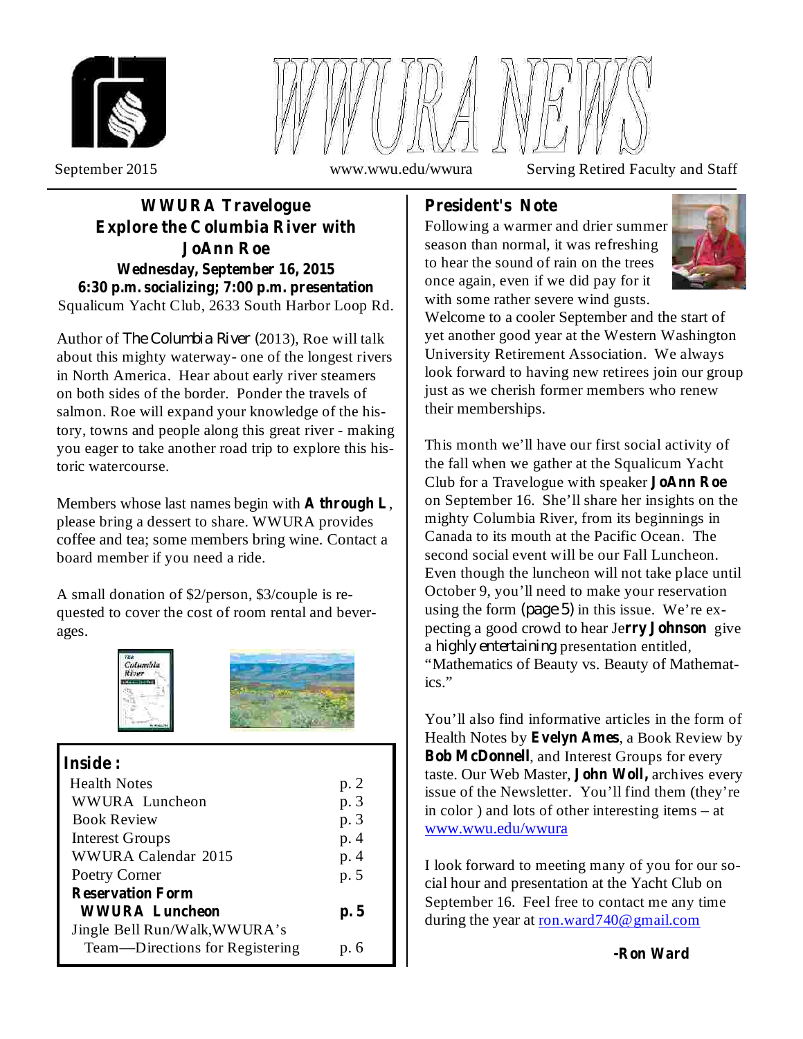# WWURA NEWS

September 2015 | www.wwu.edu/wwura | Serving Retired Faculty and Staff

## WWURA Travelogue
## Explore the Columbia River with JoAnn Roe

**Wednesday, September 16, 2015**
**6:30 p.m. socializing; 7:00 p.m. presentation**
Squalicum Yacht Club, 2633 South Harbor Loop Rd.

Author of *The Columbia River* (2013), Roe will talk about this mighty waterway- one of the longest rivers in North America. Hear about early river steamers on both sides of the border. Ponder the travels of salmon. Roe will expand your knowledge of the history, towns and people along this great river - making you eager to take another road trip to explore this historic watercourse.

Members whose last names begin with **A through L**, please bring a dessert to share. WWURA provides coffee and tea; some members bring wine. Contact a board member if you need a ride.

A small donation of $2/person, $3/couple is requested to cover the cost of room rental and beverages.

### Inside:

| | |
|---|---|
| Health Notes | p. 2 |
| WWURA Luncheon | p. 3 |
| Book Review | p. 3 |
| Interest Groups | p. 4 |
| WWURA Calendar 2015 | p. 4 |
| Poetry Corner | p. 5 |
| **Reservation Form WWURA Luncheon** | **p. 5** |
| Jingle Bell Run/Walk, WWURA's Team—Directions for Registering | p. 6 |

## President's Note

Following a warmer and drier summer season than normal, it was refreshing to hear the sound of rain on the trees once again, even if we did pay for it with some rather severe wind gusts. Welcome to a cooler September and the start of yet another good year at the Western Washington University Retirement Association. We always look forward to having new retirees join our group just as we cherish former members who renew their memberships.

This month we'll have our first social activity of the fall when we gather at the Squalicum Yacht Club for a Travelogue with speaker **JoAnn Roe** on September 16. She'll share her insights on the mighty Columbia River, from its beginnings in Canada to its mouth at the Pacific Ocean. The second social event will be our Fall Luncheon. Even though the luncheon will not take place until October 9, you'll need to make your reservation using the form (page 5) in this issue. We're expecting a good crowd to hear **Jerry Johnson** give a highly entertaining presentation entitled, "Mathematics of Beauty vs. Beauty of Mathematics."

You'll also find informative articles in the form of Health Notes by **Evelyn Ames**, a Book Review by **Bob McDonnell**, and Interest Groups for every taste. Our Web Master, **John Woll,** archives every issue of the Newsletter. You'll find them (they're in color ) and lots of other interesting items – at www.wwu.edu/wwura

I look forward to meeting many of you for our social hour and presentation at the Yacht Club on September 16. Feel free to contact me any time during the year at ron.ward740@gmail.com

**-Ron Ward**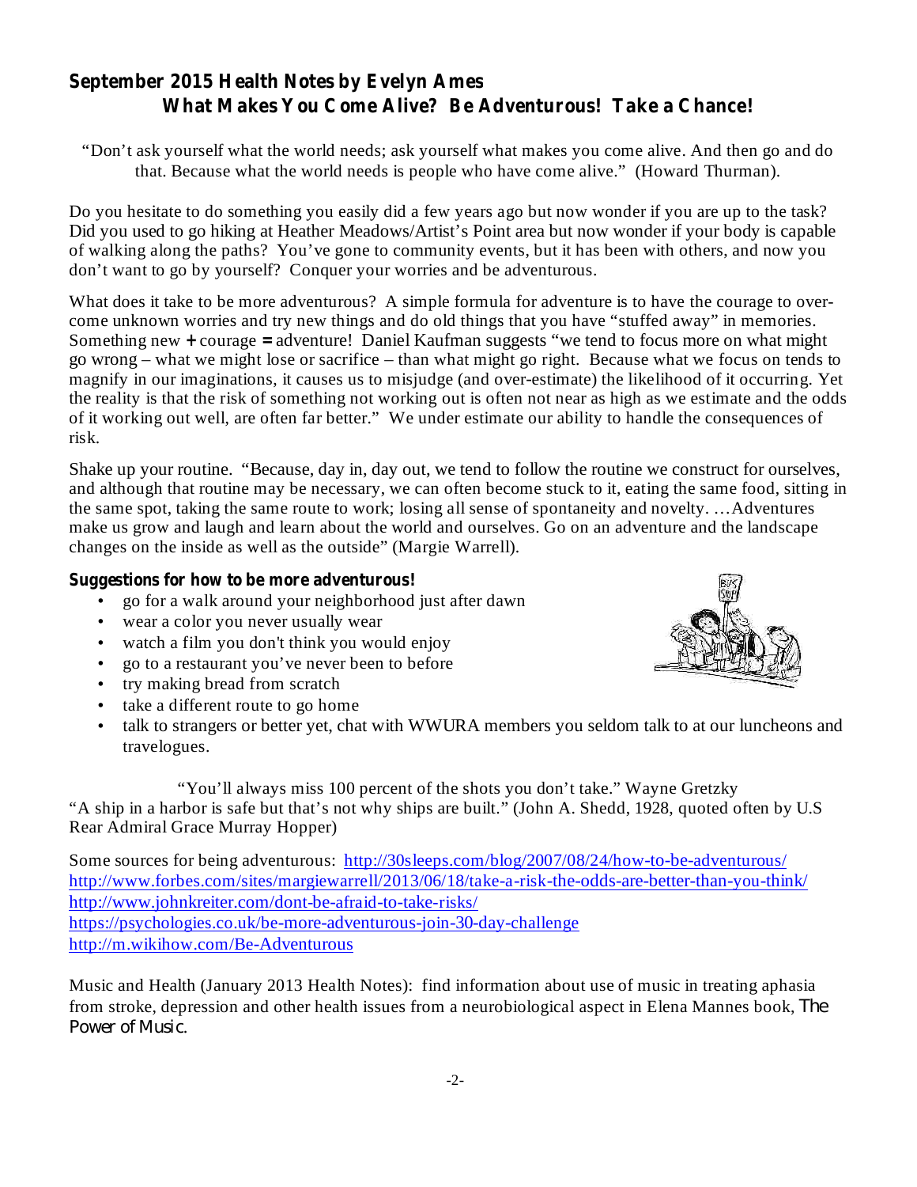## September 2015 Health Notes by Evelyn Ames

### What Makes You Come Alive? Be Adventurous! Take a Chance!

"Don't ask yourself what the world needs; ask yourself what makes you come alive. And then go and do that. Because what the world needs is people who have come alive." (Howard Thurman).

Do you hesitate to do something you easily did a few years ago but now wonder if you are up to the task? Did you used to go hiking at Heather Meadows/Artist's Point area but now wonder if your body is capable of walking along the paths? You've gone to community events, but it has been with others, and now you don't want to go by yourself? Conquer your worries and be adventurous.

What does it take to be more adventurous? A simple formula for adventure is to have the courage to over-come unknown worries and try new things and do old things that you have "stuffed away" in memories. Something new **+** courage **=** adventure! Daniel Kaufman suggests "we tend to focus more on what might go wrong – what we might lose or sacrifice – than what might go right. Because what we focus on tends to magnify in our imaginations, it causes us to misjudge (and over-estimate) the likelihood of it occurring. Yet the reality is that the risk of something not working out is often not near as high as we estimate and the odds of it working out well, are often far better." We under estimate our ability to handle the consequences of risk.

Shake up your routine. "Because, day in, day out, we tend to follow the routine we construct for ourselves, and although that routine may be necessary, we can often become stuck to it, eating the same food, sitting in the same spot, taking the same route to work; losing all sense of spontaneity and novelty. …Adventures make us grow and laugh and learn about the world and ourselves. Go on an adventure and the landscape changes on the inside as well as the outside" (Margie Warrell).

**Suggestions for how to be more adventurous!**

- go for a walk around your neighborhood just after dawn
- wear a color you never usually wear
- watch a film you don't think you would enjoy
- go to a restaurant you've never been to before
- try making bread from scratch
- take a different route to go home
- talk to strangers or better yet, chat with WWURA members you seldom talk to at our luncheons and travelogues.

"You'll always miss 100 percent of the shots you don't take." Wayne Gretzky

"A ship in a harbor is safe but that's not why ships are built." (John A. Shedd, 1928, quoted often by U.S Rear Admiral Grace Murray Hopper)

Some sources for being adventurous: http://30sleeps.com/blog/2007/08/24/how-to-be-adventurous/
http://www.forbes.com/sites/margiewarrell/2013/06/18/take-a-risk-the-odds-are-better-than-you-think/
http://www.johnkreiter.com/dont-be-afraid-to-take-risks/
https://psychologies.co.uk/be-more-adventurous-join-30-day-challenge
http://m.wikihow.com/Be-Adventurous

Music and Health (January 2013 Health Notes): find information about use of music in treating aphasia from stroke, depression and other health issues from a neurobiological aspect in Elena Mannes book, *The Power of Music*.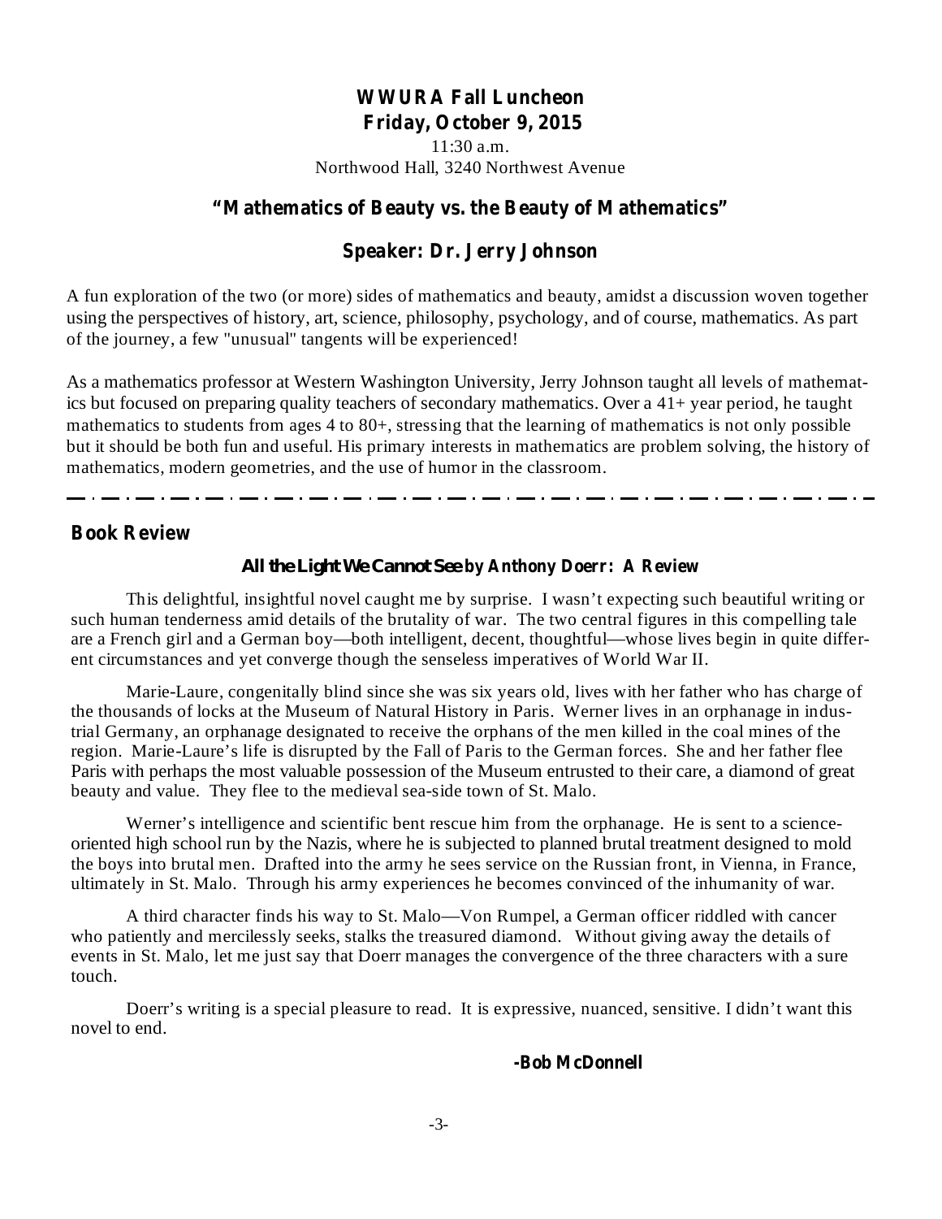# WWURA Fall Luncheon
## Friday, October 9, 2015

11:30 a.m.
Northwood Hall, 3240 Northwest Avenue

## "Mathematics of Beauty vs. the Beauty of Mathematics"

## Speaker: Dr. Jerry Johnson

A fun exploration of the two (or more) sides of mathematics and beauty, amidst a discussion woven together using the perspectives of history, art, science, philosophy, psychology, and of course, mathematics. As part of the journey, a few "unusual" tangents will be experienced!

As a mathematics professor at Western Washington University, Jerry Johnson taught all levels of mathematics but focused on preparing quality teachers of secondary mathematics. Over a 41+ year period, he taught mathematics to students from ages 4 to 80+, stressing that the learning of mathematics is not only possible but it should be both fun and useful. His primary interests in mathematics are problem solving, the history of mathematics, modern geometries, and the use of humor in the classroom.

---

## Book Review

### *All the Light We Cannot See* by Anthony Doerr: A Review

This delightful, insightful novel caught me by surprise. I wasn't expecting such beautiful writing or such human tenderness amid details of the brutality of war. The two central figures in this compelling tale are a French girl and a German boy—both intelligent, decent, thoughtful—whose lives begin in quite different circumstances and yet converge though the senseless imperatives of World War II.

Marie-Laure, congenitally blind since she was six years old, lives with her father who has charge of the thousands of locks at the Museum of Natural History in Paris. Werner lives in an orphanage in industrial Germany, an orphanage designated to receive the orphans of the men killed in the coal mines of the region. Marie-Laure's life is disrupted by the Fall of Paris to the German forces. She and her father flee Paris with perhaps the most valuable possession of the Museum entrusted to their care, a diamond of great beauty and value. They flee to the medieval sea-side town of St. Malo.

Werner's intelligence and scientific bent rescue him from the orphanage. He is sent to a science-oriented high school run by the Nazis, where he is subjected to planned brutal treatment designed to mold the boys into brutal men. Drafted into the army he sees service on the Russian front, in Vienna, in France, ultimately in St. Malo. Through his army experiences he becomes convinced of the inhumanity of war.

A third character finds his way to St. Malo—Von Rumpel, a German officer riddled with cancer who patiently and mercilessly seeks, stalks the treasured diamond. Without giving away the details of events in St. Malo, let me just say that Doerr manages the convergence of the three characters with a sure touch.

Doerr's writing is a special pleasure to read. It is expressive, nuanced, sensitive. I didn't want this novel to end.

**-Bob McDonnell**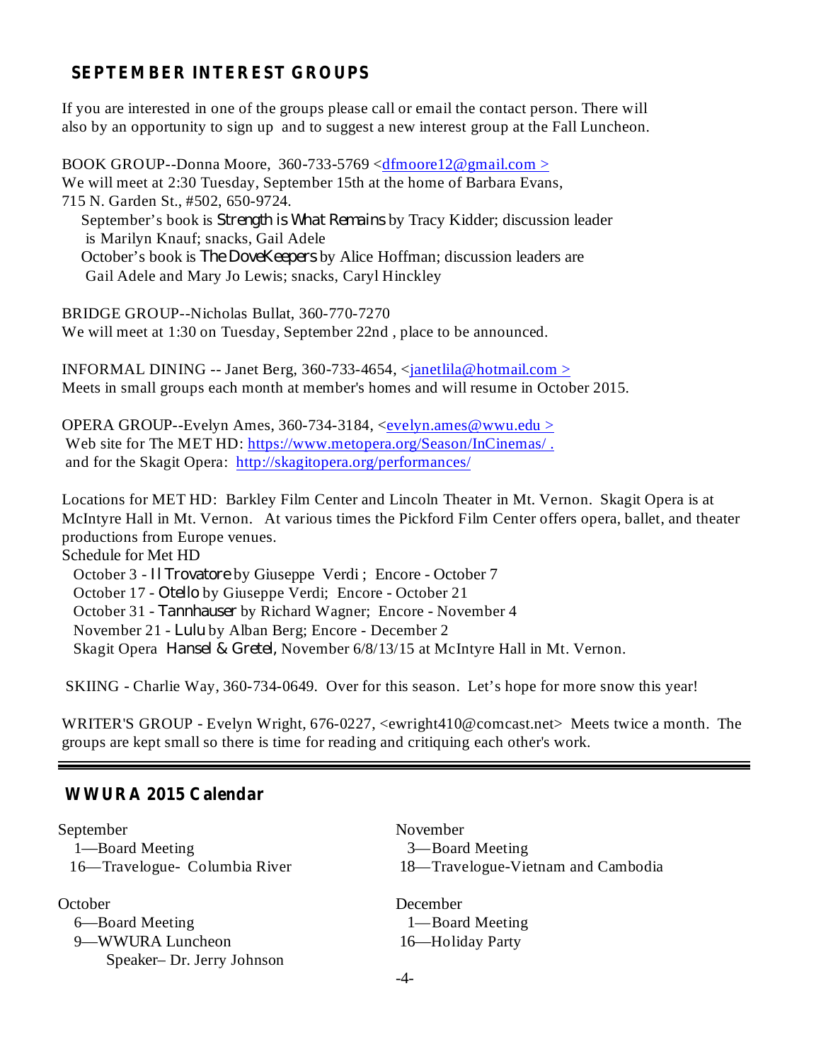## SEPTEMBER INTEREST GROUPS

If you are interested in one of the groups please call or email the contact person. There will also by an opportunity to sign up and to suggest a new interest group at the Fall Luncheon.

BOOK GROUP--Donna Moore, 360-733-5769 <dfmoore12@gmail.com >
We will meet at 2:30 Tuesday, September 15th at the home of Barbara Evans, 715 N. Garden St., #502, 650-9724.
September's book is *Strength is What Remains* by Tracy Kidder; discussion leader is Marilyn Knauf; snacks, Gail Adele
October's book is *The DoveKeepers* by Alice Hoffman; discussion leaders are Gail Adele and Mary Jo Lewis; snacks, Caryl Hinckley

BRIDGE GROUP--Nicholas Bullat, 360-770-7270
We will meet at 1:30 on Tuesday, September 22nd , place to be announced.

INFORMAL DINING -- Janet Berg, 360-733-4654, <janetlila@hotmail.com >
Meets in small groups each month at member's homes and will resume in October 2015.

OPERA GROUP--Evelyn Ames, 360-734-3184, <evelyn.ames@wwu.edu >
Web site for The MET HD: https://www.metopera.org/Season/InCinemas/ .
and for the Skagit Opera: http://skagitopera.org/performances/

Locations for MET HD: Barkley Film Center and Lincoln Theater in Mt. Vernon. Skagit Opera is at McIntyre Hall in Mt. Vernon. At various times the Pickford Film Center offers opera, ballet, and theater productions from Europe venues.
Schedule for Met HD
October 3 - *Il Trovatore* by Giuseppe Verdi ; Encore - October 7
October 17 - *Otello* by Giuseppe Verdi; Encore - October 21
October 31 - *Tannhauser* by Richard Wagner; Encore - November 4
November 21 - *Lulu* by Alban Berg; Encore - December 2
Skagit Opera *Hansel & Gretel*, November 6/8/13/15 at McIntyre Hall in Mt. Vernon.

SKIING - Charlie Way, 360-734-0649. Over for this season. Let's hope for more snow this year!

WRITER'S GROUP - Evelyn Wright, 676-0227, <ewright410@comcast.net> Meets twice a month. The groups are kept small so there is time for reading and critiquing each other's work.

---

## WWURA 2015 Calendar

September
1—Board Meeting
16—Travelogue- Columbia River

October
6—Board Meeting
9—WWURA Luncheon
Speaker– Dr. Jerry Johnson

November
3—Board Meeting
18—Travelogue-Vietnam and Cambodia

December
1—Board Meeting
16—Holiday Party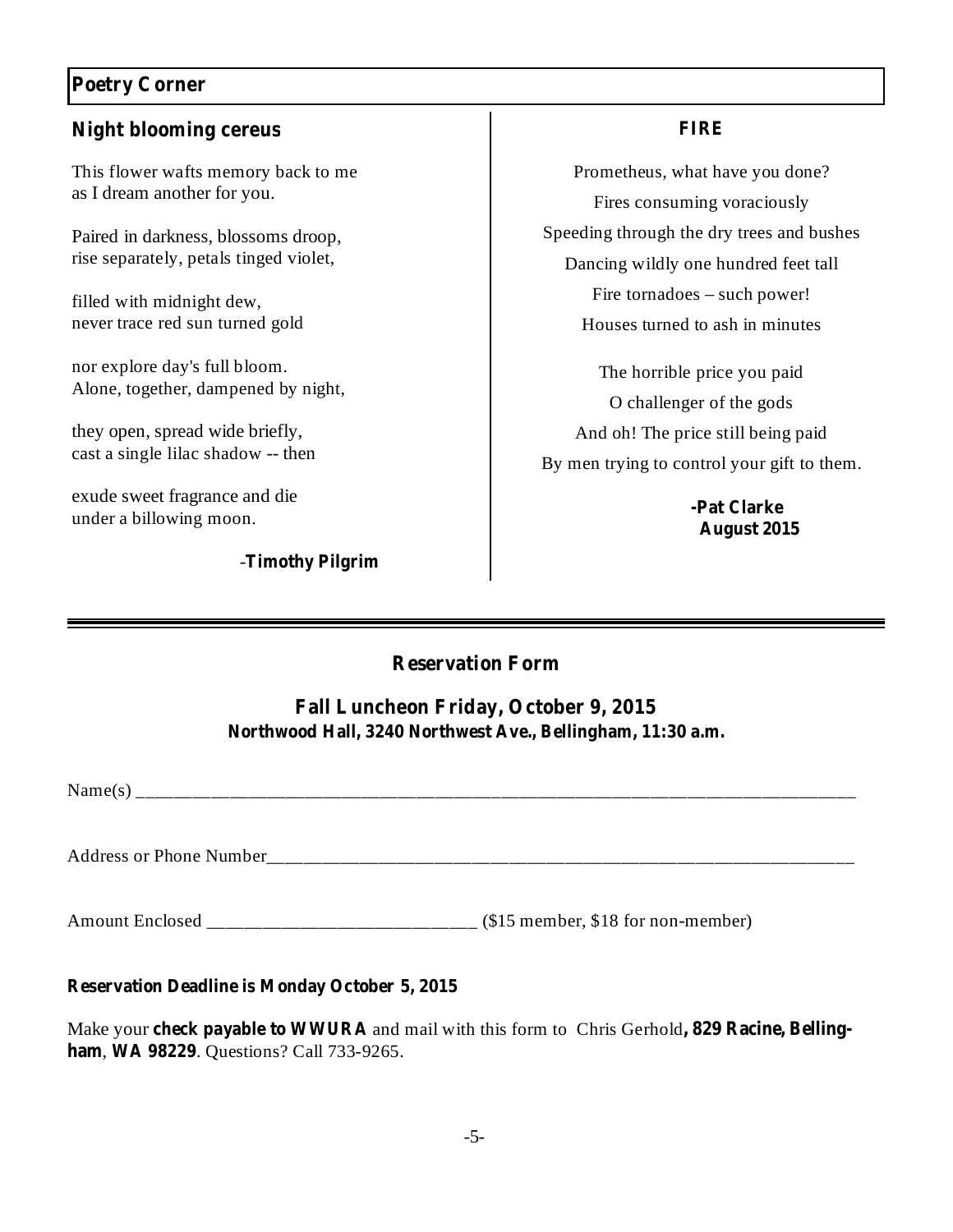## Poetry Corner

### Night blooming cereus

This flower wafts memory back to me  
as I dream another for you.

Paired in darkness, blossoms droop,  
rise separately, petals tinged violet,

filled with midnight dew,  
never trace red sun turned gold

nor explore day's full bloom.  
Alone, together, dampened by night,

they open, spread wide briefly,  
cast a single lilac shadow -- then

exude sweet fragrance and die  
under a billowing moon.

-**Timothy Pilgrim**

### FIRE

Prometheus, what have you done?  
Fires consuming voraciously  
Speeding through the dry trees and bushes  
Dancing wildly one hundred feet tall  
Fire tornadoes – such power!  
Houses turned to ash in minutes

The horrible price you paid  
O challenger of the gods  
And oh! The price still being paid  
By men trying to control your gift to them.

**-Pat Clarke**  
**August 2015**

---

## Reservation Form

### Fall Luncheon Friday, October 9, 2015

**Northwood Hall, 3240 Northwest Ave., Bellingham, 11:30 a.m.**

Name(s) ____________________________________________________________________________

Address or Phone Number_____________________________________________________________

Amount Enclosed ____________________________ ($15 member, $18 for non-member)

**Reservation Deadline is Monday October 5, 2015**

Make your **check payable to WWURA** and mail with this form to Chris Gerhold**, 829 Racine, Bellingham**, **WA 98229**. Questions? Call 733-9265.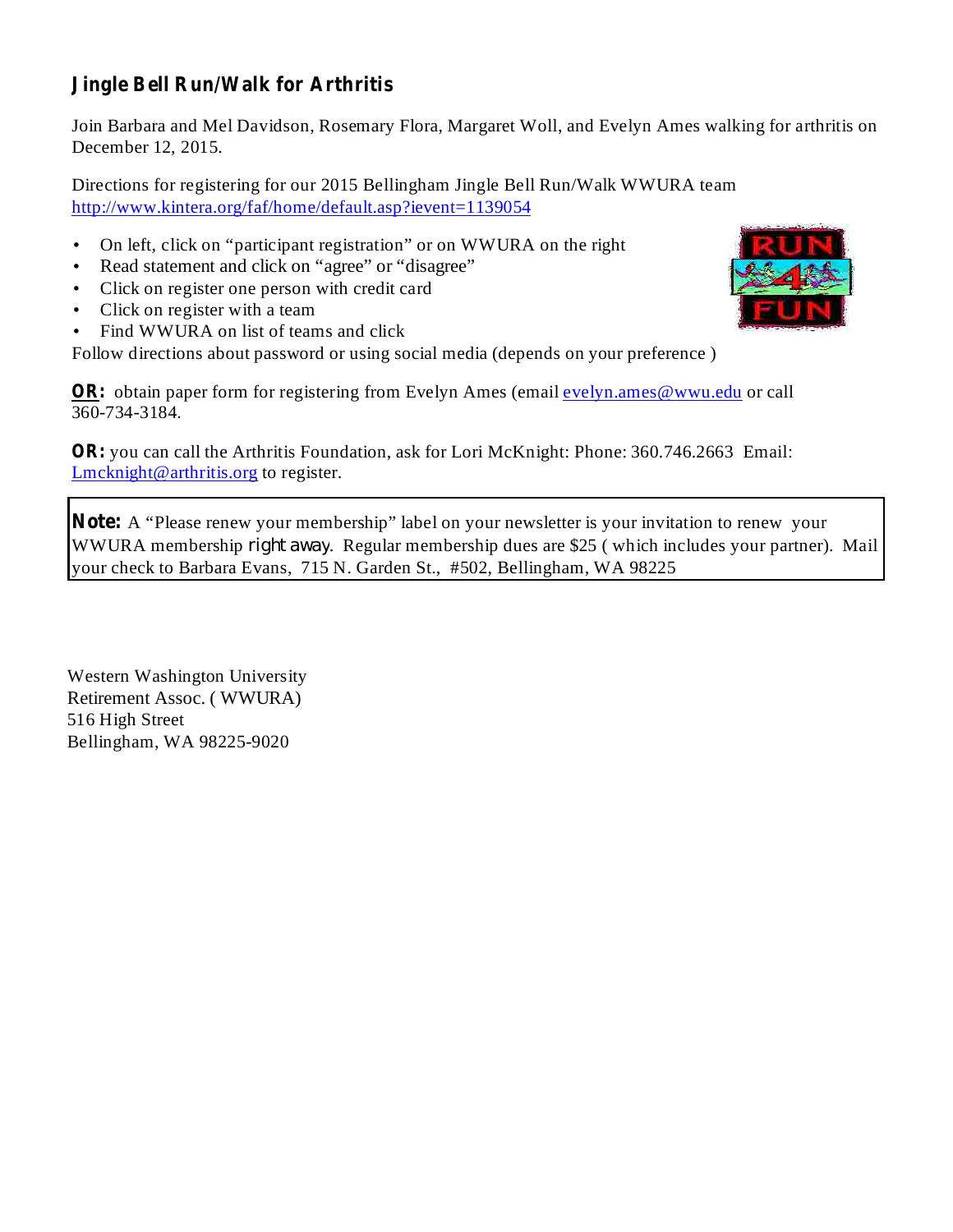### Jingle Bell Run/Walk for Arthritis

Join Barbara and Mel Davidson, Rosemary Flora, Margaret Woll, and Evelyn Ames walking for arthritis on December 12, 2015.

Directions for registering for our 2015 Bellingham Jingle Bell Run/Walk WWURA team http://www.kintera.org/faf/home/default.asp?ievent=1139054

- On left, click on “participant registration” or on WWURA on the right
- Read statement and click on “agree” or “disagree”
- Click on register one person with credit card
- Click on register with a team
- Find WWURA on list of teams and click

Follow directions about password or using social media (depends on your preference )

**OR:** obtain paper form for registering from Evelyn Ames (email evelyn.ames@wwu.edu or call 360-734-3184.

**OR:** you can call the Arthritis Foundation, ask for Lori McKnight: Phone: 360.746.2663 Email: Lmcknight@arthritis.org to register.

**Note:** A “Please renew your membership” label on your newsletter is your invitation to renew your WWURA membership right away. Regular membership dues are $25 ( which includes your partner). Mail your check to Barbara Evans, 715 N. Garden St., #502, Bellingham, WA 98225

Western Washington University
Retirement Assoc. ( WWURA)
516 High Street
Bellingham, WA 98225-9020